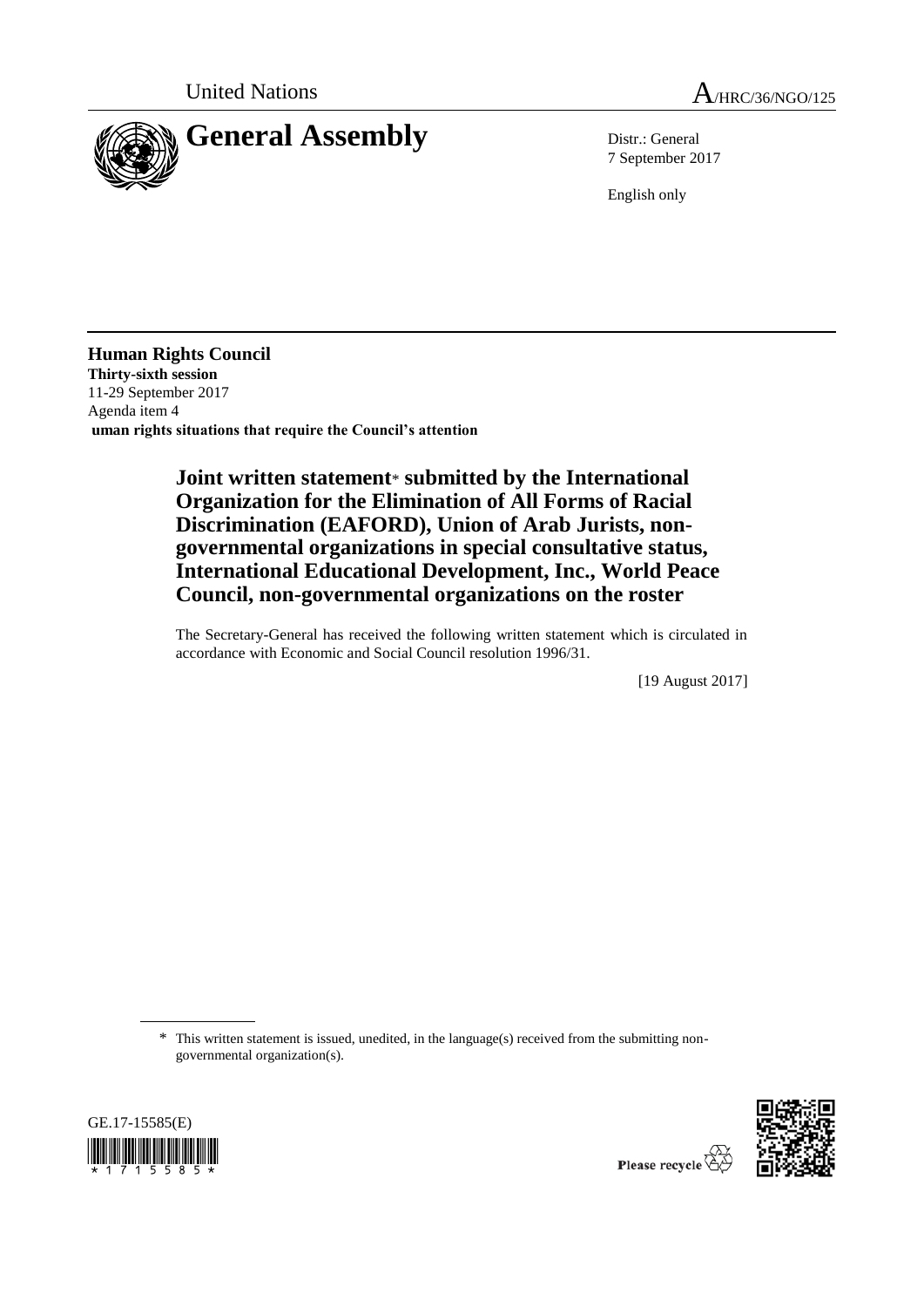United Nations

# General Assembly

A/HRC/36/NGO/125

Distr.: General
7 September 2017

English only

**Human Rights Council**
**Thirty-sixth session**
11-29 September 2017
Agenda item 4
**uman rights situations that require the Council's attention**

## Joint written statement* submitted by the International Organization for the Elimination of All Forms of Racial Discrimination (EAFORD), Union of Arab Jurists, non-governmental organizations in special consultative status, International Educational Development, Inc., World Peace Council, non-governmental organizations on the roster

The Secretary-General has received the following written statement which is circulated in accordance with Economic and Social Council resolution 1996/31.

[19 August 2017]

\* This written statement is issued, unedited, in the language(s) received from the submitting non-governmental organization(s).

GE.17-15585(E)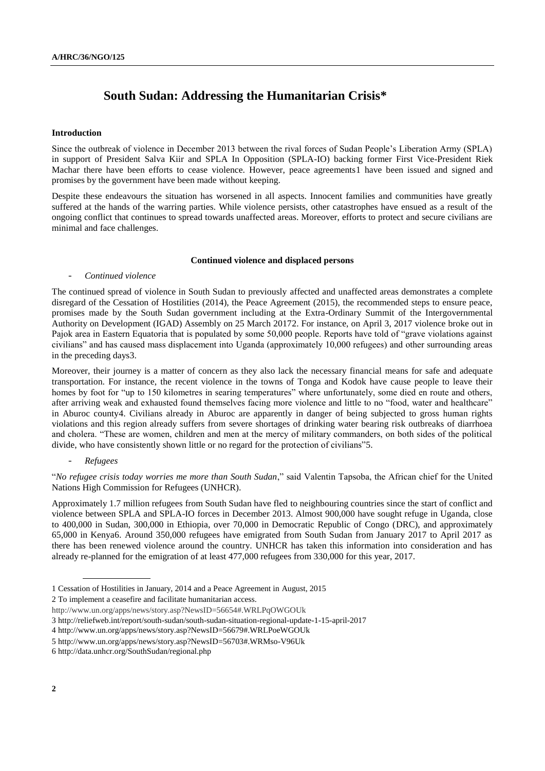# South Sudan: Addressing the Humanitarian Crisis*

**Introduction**

Since the outbreak of violence in December 2013 between the rival forces of Sudan People's Liberation Army (SPLA) in support of President Salva Kiir and SPLA In Opposition (SPLA-IO) backing former First Vice-President Riek Machar there have been efforts to cease violence. However, peace agreements[1] have been issued and signed and promises by the government have been made without keeping.

Despite these endeavours the situation has worsened in all aspects. Innocent families and communities have greatly suffered at the hands of the warring parties. While violence persists, other catastrophes have ensued as a result of the ongoing conflict that continues to spread towards unaffected areas. Moreover, efforts to protect and secure civilians are minimal and face challenges.

**Continued violence and displaced persons**

- *Continued violence*

The continued spread of violence in South Sudan to previously affected and unaffected areas demonstrates a complete disregard of the Cessation of Hostilities (2014), the Peace Agreement (2015), the recommended steps to ensure peace, promises made by the South Sudan government including at the Extra-Ordinary Summit of the Intergovernmental Authority on Development (IGAD) Assembly on 25 March 2017[2]. For instance, on April 3, 2017 violence broke out in Pajok area in Eastern Equatoria that is populated by some 50,000 people. Reports have told of "grave violations against civilians" and has caused mass displacement into Uganda (approximately 10,000 refugees) and other surrounding areas in the preceding days[3].

Moreover, their journey is a matter of concern as they also lack the necessary financial means for safe and adequate transportation. For instance, the recent violence in the towns of Tonga and Kodok have cause people to leave their homes by foot for "up to 150 kilometres in searing temperatures" where unfortunately, some died en route and others, after arriving weak and exhausted found themselves facing more violence and little to no "food, water and healthcare" in Aburoc county[4]. Civilians already in Aburoc are apparently in danger of being subjected to gross human rights violations and this region already suffers from severe shortages of drinking water bearing risk outbreaks of diarrhoea and cholera. "These are women, children and men at the mercy of military commanders, on both sides of the political divide, who have consistently shown little or no regard for the protection of civilians"[5].

- *Refugees*

"*No refugee crisis today worries me more than South Sudan*," said Valentin Tapsoba, the African chief for the United Nations High Commission for Refugees (UNHCR).

Approximately 1.7 million refugees from South Sudan have fled to neighbouring countries since the start of conflict and violence between SPLA and SPLA-IO forces in December 2013. Almost 900,000 have sought refuge in Uganda, close to 400,000 in Sudan, 300,000 in Ethiopia, over 70,000 in Democratic Republic of Congo (DRC), and approximately 65,000 in Kenya[6]. Around 350,000 refugees have emigrated from South Sudan from January 2017 to April 2017 as there has been renewed violence around the country. UNHCR has taken this information into consideration and has already re-planned for the emigration of at least 477,000 refugees from 330,000 for this year, 2017.

---

1 Cessation of Hostilities in January, 2014 and a Peace Agreement in August, 2015

2 To implement a ceasefire and facilitate humanitarian access. http://www.un.org/apps/news/story.asp?NewsID=56654#.WRLPqOWGOUk

3 http://reliefweb.int/report/south-sudan/south-sudan-situation-regional-update-1-15-april-2017

4 http://www.un.org/apps/news/story.asp?NewsID=56679#.WRLPoeWGOUk

5 http://www.un.org/apps/news/story.asp?NewsID=56703#.WRMso-V96Uk

6 http://data.unhcr.org/SouthSudan/regional.php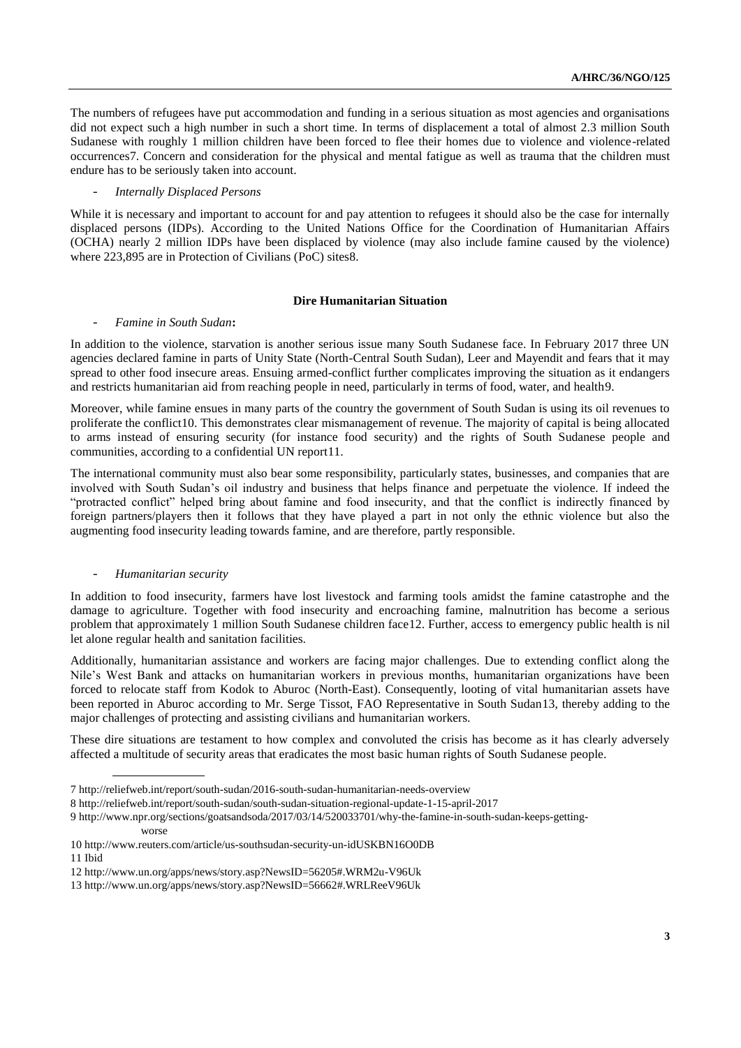The numbers of refugees have put accommodation and funding in a serious situation as most agencies and organisations did not expect such a high number in such a short time. In terms of displacement a total of almost 2.3 million South Sudanese with roughly 1 million children have been forced to flee their homes due to violence and violence-related occurrences[7]. Concern and consideration for the physical and mental fatigue as well as trauma that the children must endure has to be seriously taken into account.

- *Internally Displaced Persons*

While it is necessary and important to account for and pay attention to refugees it should also be the case for internally displaced persons (IDPs). According to the United Nations Office for the Coordination of Humanitarian Affairs (OCHA) nearly 2 million IDPs have been displaced by violence (may also include famine caused by the violence) where 223,895 are in Protection of Civilians (PoC) sites[8].

## Dire Humanitarian Situation

- *Famine in South Sudan*:

In addition to the violence, starvation is another serious issue many South Sudanese face. In February 2017 three UN agencies declared famine in parts of Unity State (North-Central South Sudan), Leer and Mayendit and fears that it may spread to other food insecure areas. Ensuing armed-conflict further complicates improving the situation as it endangers and restricts humanitarian aid from reaching people in need, particularly in terms of food, water, and health[9].

Moreover, while famine ensues in many parts of the country the government of South Sudan is using its oil revenues to proliferate the conflict[10]. This demonstrates clear mismanagement of revenue. The majority of capital is being allocated to arms instead of ensuring security (for instance food security) and the rights of South Sudanese people and communities, according to a confidential UN report[11].

The international community must also bear some responsibility, particularly states, businesses, and companies that are involved with South Sudan's oil industry and business that helps finance and perpetuate the violence. If indeed the "protracted conflict" helped bring about famine and food insecurity, and that the conflict is indirectly financed by foreign partners/players then it follows that they have played a part in not only the ethnic violence but also the augmenting food insecurity leading towards famine, and are therefore, partly responsible.

- *Humanitarian security*

In addition to food insecurity, farmers have lost livestock and farming tools amidst the famine catastrophe and the damage to agriculture. Together with food insecurity and encroaching famine, malnutrition has become a serious problem that approximately 1 million South Sudanese children face[12]. Further, access to emergency public health is nil let alone regular health and sanitation facilities.

Additionally, humanitarian assistance and workers are facing major challenges. Due to extending conflict along the Nile's West Bank and attacks on humanitarian workers in previous months, humanitarian organizations have been forced to relocate staff from Kodok to Aburoc (North-East). Consequently, looting of vital humanitarian assets have been reported in Aburoc according to Mr. Serge Tissot, FAO Representative in South Sudan[13], thereby adding to the major challenges of protecting and assisting civilians and humanitarian workers.

These dire situations are testament to how complex and convoluted the crisis has become as it has clearly adversely affected a multitude of security areas that eradicates the most basic human rights of South Sudanese people.

---

7 http://reliefweb.int/report/south-sudan/2016-south-sudan-humanitarian-needs-overview

8 http://reliefweb.int/report/south-sudan/south-sudan-situation-regional-update-1-15-april-2017

9 http://www.npr.org/sections/goatsandsoda/2017/03/14/520033701/why-the-famine-in-south-sudan-keeps-getting-worse

10 http://www.reuters.com/article/us-southsudan-security-un-idUSKBN16O0DB

11 Ibid

12 http://www.un.org/apps/news/story.asp?NewsID=56205#.WRM2u-V96Uk

13 http://www.un.org/apps/news/story.asp?NewsID=56662#.WRLReeV96Uk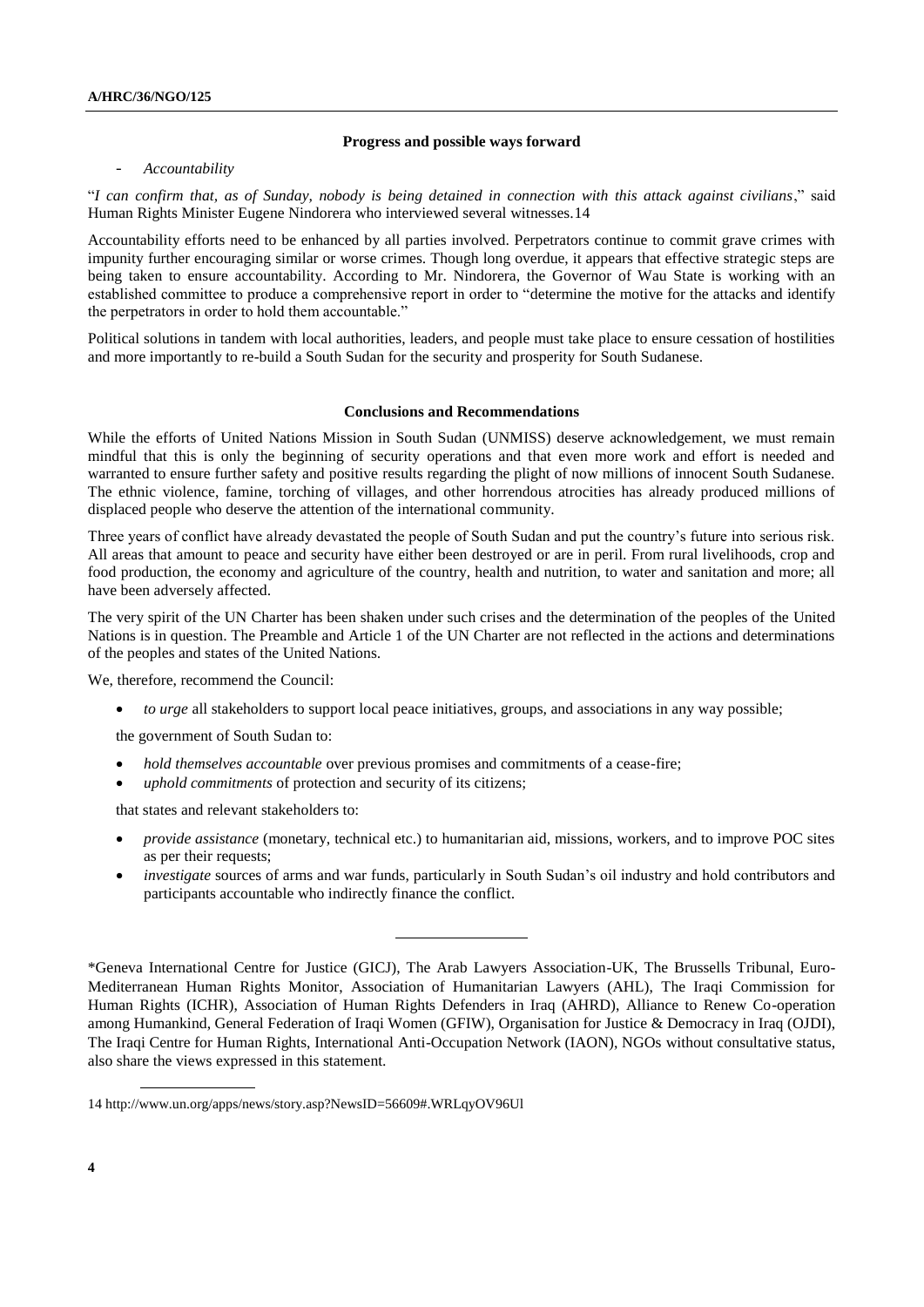### Progress and possible ways forward

- *Accountability*

"*I can confirm that, as of Sunday, nobody is being detained in connection with this attack against civilians*," said Human Rights Minister Eugene Nindorera who interviewed several witnesses.[14]

Accountability efforts need to be enhanced by all parties involved. Perpetrators continue to commit grave crimes with impunity further encouraging similar or worse crimes. Though long overdue, it appears that effective strategic steps are being taken to ensure accountability. According to Mr. Nindorera, the Governor of Wau State is working with an established committee to produce a comprehensive report in order to "determine the motive for the attacks and identify the perpetrators in order to hold them accountable."

Political solutions in tandem with local authorities, leaders, and people must take place to ensure cessation of hostilities and more importantly to re-build a South Sudan for the security and prosperity for South Sudanese.

### Conclusions and Recommendations

While the efforts of United Nations Mission in South Sudan (UNMISS) deserve acknowledgement, we must remain mindful that this is only the beginning of security operations and that even more work and effort is needed and warranted to ensure further safety and positive results regarding the plight of now millions of innocent South Sudanese. The ethnic violence, famine, torching of villages, and other horrendous atrocities has already produced millions of displaced people who deserve the attention of the international community.

Three years of conflict have already devastated the people of South Sudan and put the country's future into serious risk. All areas that amount to peace and security have either been destroyed or are in peril. From rural livelihoods, crop and food production, the economy and agriculture of the country, health and nutrition, to water and sanitation and more; all have been adversely affected.

The very spirit of the UN Charter has been shaken under such crises and the determination of the peoples of the United Nations is in question. The Preamble and Article 1 of the UN Charter are not reflected in the actions and determinations of the peoples and states of the United Nations.

We, therefore, recommend the Council:

- *to urge* all stakeholders to support local peace initiatives, groups, and associations in any way possible;

the government of South Sudan to:

- *hold themselves accountable* over previous promises and commitments of a cease-fire;
- *uphold commitments* of protection and security of its citizens;

that states and relevant stakeholders to:

- *provide assistance* (monetary, technical etc.) to humanitarian aid, missions, workers, and to improve POC sites as per their requests;
- *investigate* sources of arms and war funds, particularly in South Sudan's oil industry and hold contributors and participants accountable who indirectly finance the conflict.

---

\*Geneva International Centre for Justice (GICJ), The Arab Lawyers Association-UK, The Brussells Tribunal, Euro-Mediterranean Human Rights Monitor, Association of Humanitarian Lawyers (AHL), The Iraqi Commission for Human Rights (ICHR), Association of Human Rights Defenders in Iraq (AHRD), Alliance to Renew Co-operation among Humankind, General Federation of Iraqi Women (GFIW), Organisation for Justice & Democracy in Iraq (OJDI), The Iraqi Centre for Human Rights, International Anti-Occupation Network (IAON), NGOs without consultative status, also share the views expressed in this statement.

---

14 http://www.un.org/apps/news/story.asp?NewsID=56609#.WRLqyOV96Ul